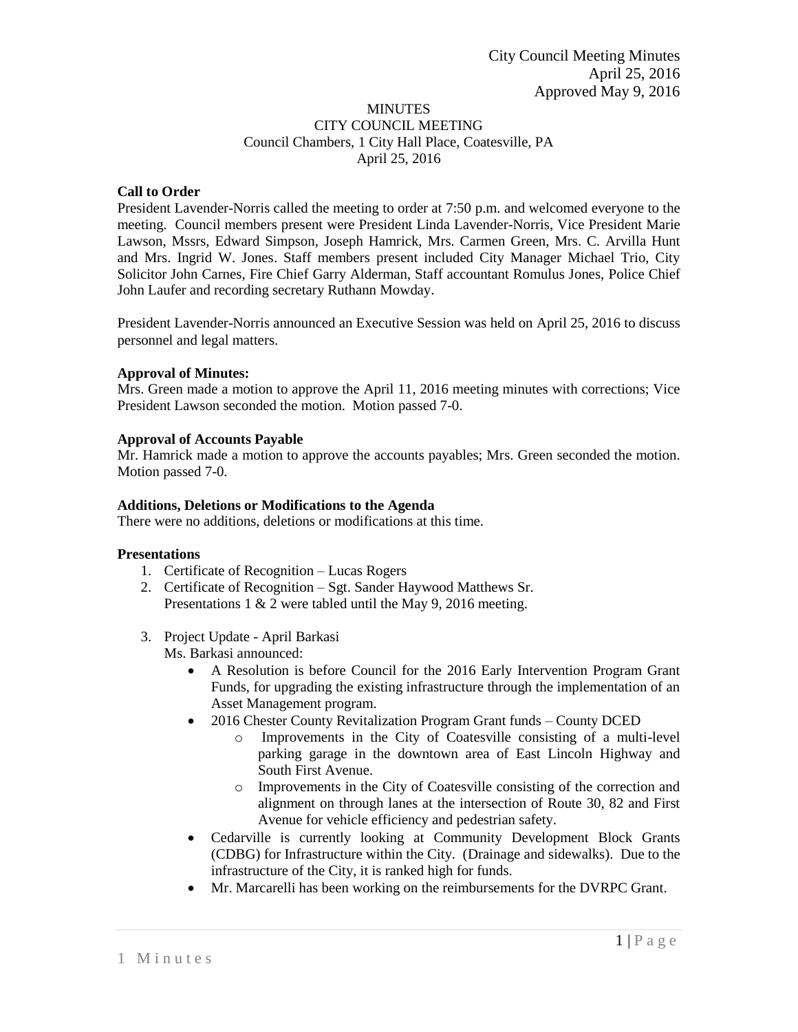City Council Meeting Minutes
April 25, 2016
Approved May 9, 2016

# MINUTES
## CITY COUNCIL MEETING
Council Chambers, 1 City Hall Place, Coatesville, PA
April 25, 2016

**Call to Order**

President Lavender-Norris called the meeting to order at 7:50 p.m. and welcomed everyone to the meeting. Council members present were President Linda Lavender-Norris, Vice President Marie Lawson, Mssrs, Edward Simpson, Joseph Hamrick, Mrs. Carmen Green, Mrs. C. Arvilla Hunt and Mrs. Ingrid W. Jones. Staff members present included City Manager Michael Trio, City Solicitor John Carnes, Fire Chief Garry Alderman, Staff accountant Romulus Jones, Police Chief John Laufer and recording secretary Ruthann Mowday.

President Lavender-Norris announced an Executive Session was held on April 25, 2016 to discuss personnel and legal matters.

**Approval of Minutes:**

Mrs. Green made a motion to approve the April 11, 2016 meeting minutes with corrections; Vice President Lawson seconded the motion. Motion passed 7-0.

**Approval of Accounts Payable**

Mr. Hamrick made a motion to approve the accounts payables; Mrs. Green seconded the motion. Motion passed 7-0.

**Additions, Deletions or Modifications to the Agenda**

There were no additions, deletions or modifications at this time.

**Presentations**

1. Certificate of Recognition – Lucas Rogers
2. Certificate of Recognition – Sgt. Sander Haywood Matthews Sr.
   Presentations 1 & 2 were tabled until the May 9, 2016 meeting.

3. Project Update - April Barkasi
   Ms. Barkasi announced:
   - A Resolution is before Council for the 2016 Early Intervention Program Grant Funds, for upgrading the existing infrastructure through the implementation of an Asset Management program.
   - 2016 Chester County Revitalization Program Grant funds – County DCED
     - Improvements in the City of Coatesville consisting of a multi-level parking garage in the downtown area of East Lincoln Highway and South First Avenue.
     - Improvements in the City of Coatesville consisting of the correction and alignment on through lanes at the intersection of Route 30, 82 and First Avenue for vehicle efficiency and pedestrian safety.
   - Cedarville is currently looking at Community Development Block Grants (CDBG) for Infrastructure within the City. (Drainage and sidewalks). Due to the infrastructure of the City, it is ranked high for funds.
   - Mr. Marcarelli has been working on the reimbursements for the DVRPC Grant.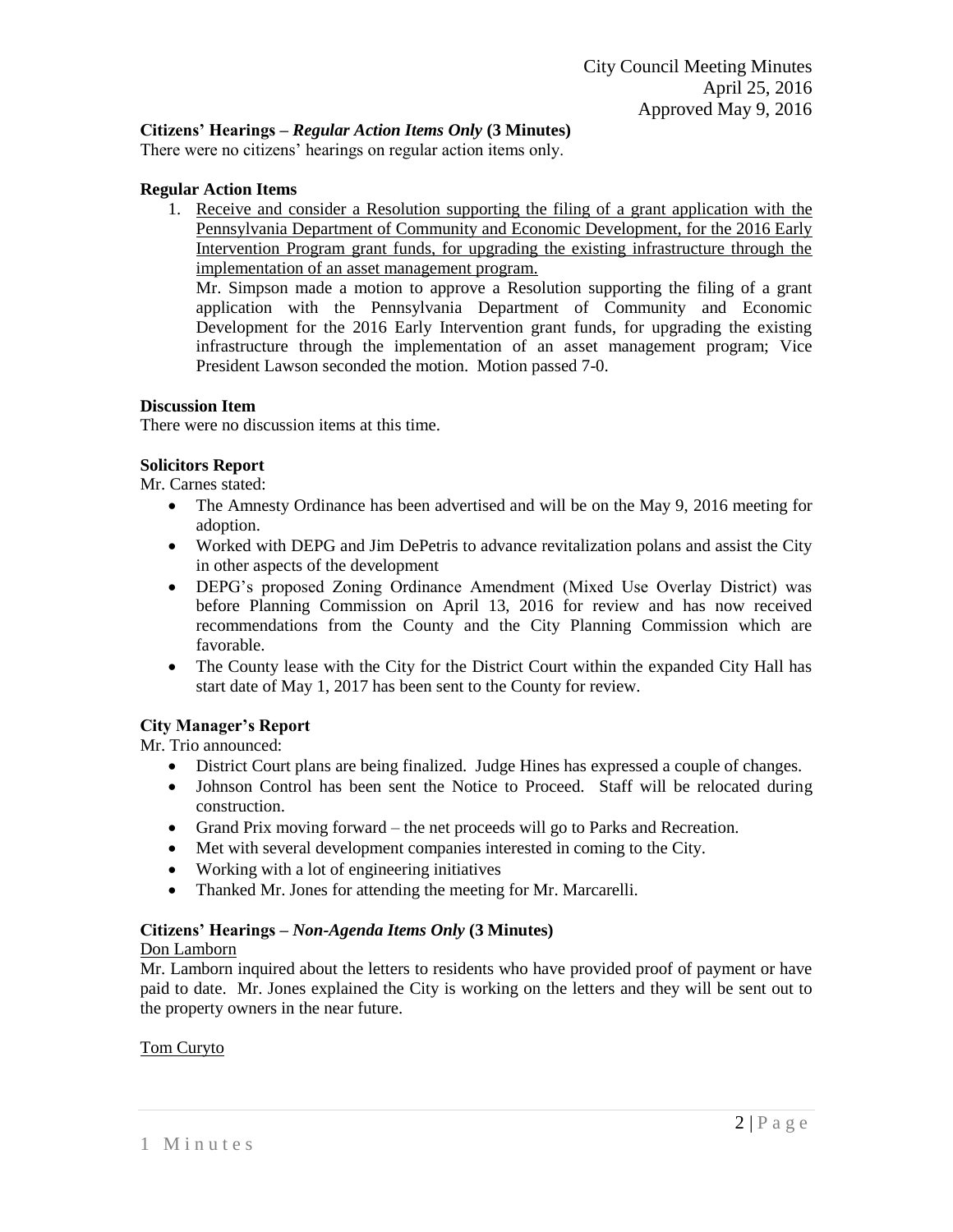**Citizens' Hearings – *Regular Action Items Only* (3 Minutes)**
There were no citizens' hearings on regular action items only.

**Regular Action Items**

1. Receive and consider a Resolution supporting the filing of a grant application with the Pennsylvania Department of Community and Economic Development, for the 2016 Early Intervention Program grant funds, for upgrading the existing infrastructure through the implementation of an asset management program.
   Mr. Simpson made a motion to approve a Resolution supporting the filing of a grant application with the Pennsylvania Department of Community and Economic Development for the 2016 Early Intervention grant funds, for upgrading the existing infrastructure through the implementation of an asset management program; Vice President Lawson seconded the motion. Motion passed 7-0.

**Discussion Item**
There were no discussion items at this time.

**Solicitors Report**
Mr. Carnes stated:

- The Amnesty Ordinance has been advertised and will be on the May 9, 2016 meeting for adoption.
- Worked with DEPG and Jim DePetris to advance revitalization polans and assist the City in other aspects of the development
- DEPG's proposed Zoning Ordinance Amendment (Mixed Use Overlay District) was before Planning Commission on April 13, 2016 for review and has now received recommendations from the County and the City Planning Commission which are favorable.
- The County lease with the City for the District Court within the expanded City Hall has start date of May 1, 2017 has been sent to the County for review.

**City Manager's Report**
Mr. Trio announced:

- District Court plans are being finalized. Judge Hines has expressed a couple of changes.
- Johnson Control has been sent the Notice to Proceed. Staff will be relocated during construction.
- Grand Prix moving forward – the net proceeds will go to Parks and Recreation.
- Met with several development companies interested in coming to the City.
- Working with a lot of engineering initiatives
- Thanked Mr. Jones for attending the meeting for Mr. Marcarelli.

**Citizens' Hearings – *Non-Agenda Items Only* (3 Minutes)**

Don Lamborn

Mr. Lamborn inquired about the letters to residents who have provided proof of payment or have paid to date. Mr. Jones explained the City is working on the letters and they will be sent out to the property owners in the near future.

Tom Curyto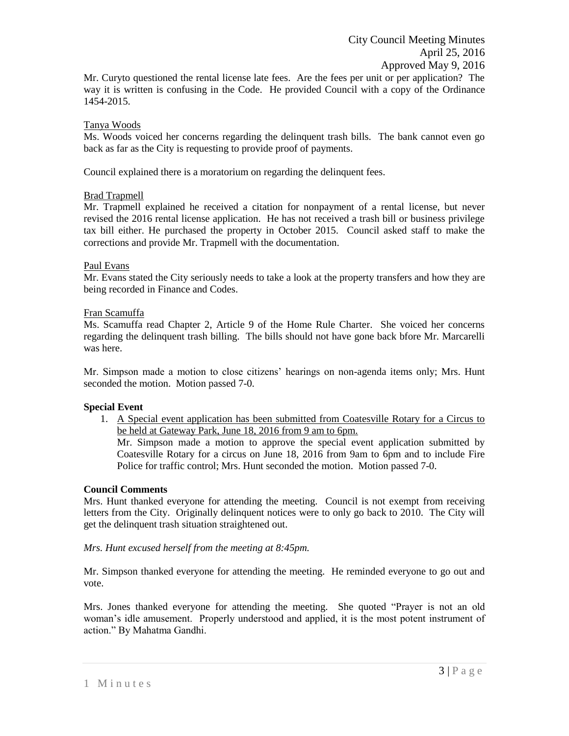Mr. Curyto questioned the rental license late fees. Are the fees per unit or per application? The way it is written is confusing in the Code. He provided Council with a copy of the Ordinance 1454-2015.

Tanya Woods

Ms. Woods voiced her concerns regarding the delinquent trash bills. The bank cannot even go back as far as the City is requesting to provide proof of payments.

Council explained there is a moratorium on regarding the delinquent fees.

Brad Trapmell

Mr. Trapmell explained he received a citation for nonpayment of a rental license, but never revised the 2016 rental license application. He has not received a trash bill or business privilege tax bill either. He purchased the property in October 2015. Council asked staff to make the corrections and provide Mr. Trapmell with the documentation.

Paul Evans

Mr. Evans stated the City seriously needs to take a look at the property transfers and how they are being recorded in Finance and Codes.

Fran Scamuffa

Ms. Scamuffa read Chapter 2, Article 9 of the Home Rule Charter. She voiced her concerns regarding the delinquent trash billing. The bills should not have gone back bfore Mr. Marcarelli was here.

Mr. Simpson made a motion to close citizens' hearings on non-agenda items only; Mrs. Hunt seconded the motion. Motion passed 7-0.

**Special Event**

1. A Special event application has been submitted from Coatesville Rotary for a Circus to be held at Gateway Park, June 18, 2016 from 9 am to 6pm.
   Mr. Simpson made a motion to approve the special event application submitted by Coatesville Rotary for a circus on June 18, 2016 from 9am to 6pm and to include Fire Police for traffic control; Mrs. Hunt seconded the motion. Motion passed 7-0.

**Council Comments**

Mrs. Hunt thanked everyone for attending the meeting. Council is not exempt from receiving letters from the City. Originally delinquent notices were to only go back to 2010. The City will get the delinquent trash situation straightened out.

*Mrs. Hunt excused herself from the meeting at 8:45pm.*

Mr. Simpson thanked everyone for attending the meeting. He reminded everyone to go out and vote.

Mrs. Jones thanked everyone for attending the meeting. She quoted "Prayer is not an old woman's idle amusement. Properly understood and applied, it is the most potent instrument of action." By Mahatma Gandhi.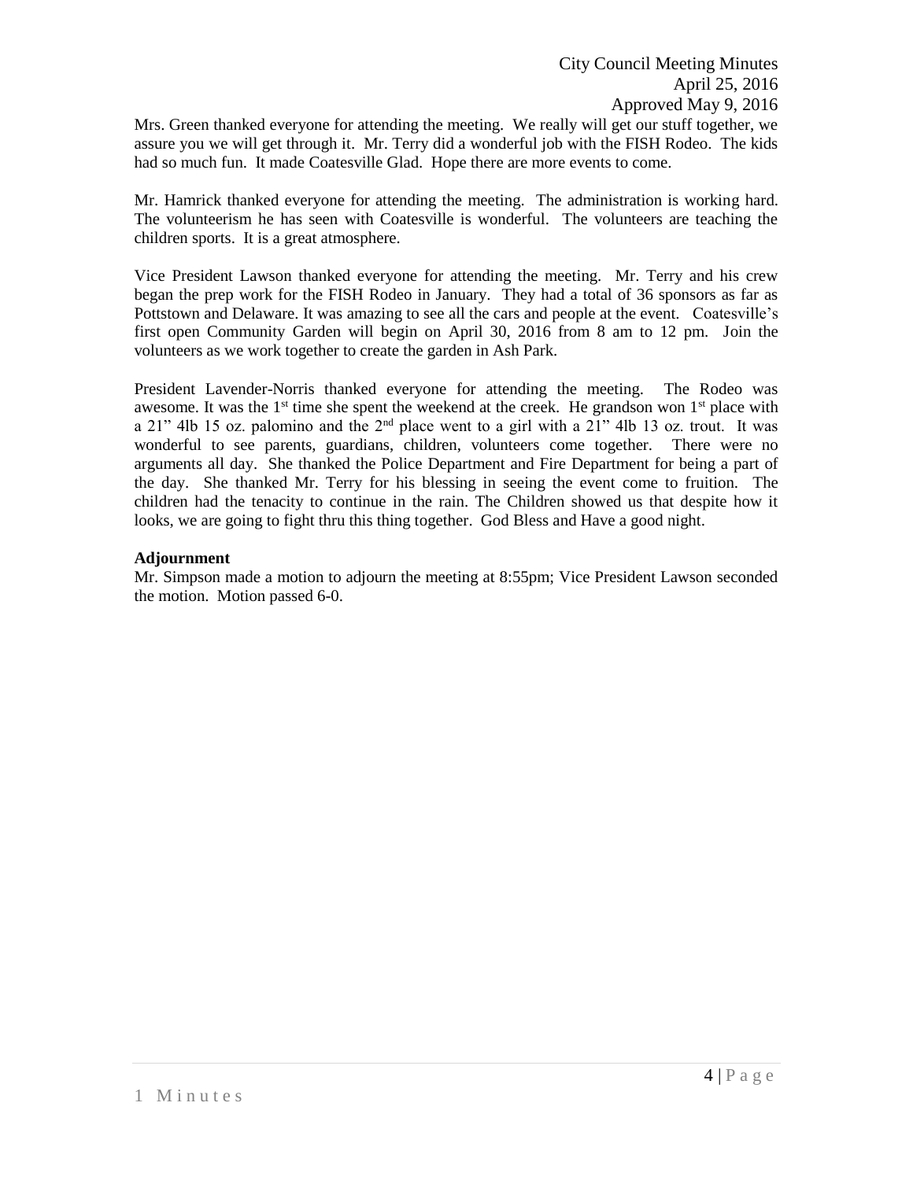Mrs. Green thanked everyone for attending the meeting. We really will get our stuff together, we assure you we will get through it. Mr. Terry did a wonderful job with the FISH Rodeo. The kids had so much fun. It made Coatesville Glad. Hope there are more events to come.

Mr. Hamrick thanked everyone for attending the meeting. The administration is working hard. The volunteerism he has seen with Coatesville is wonderful. The volunteers are teaching the children sports. It is a great atmosphere.

Vice President Lawson thanked everyone for attending the meeting. Mr. Terry and his crew began the prep work for the FISH Rodeo in January. They had a total of 36 sponsors as far as Pottstown and Delaware. It was amazing to see all the cars and people at the event. Coatesville's first open Community Garden will begin on April 30, 2016 from 8 am to 12 pm. Join the volunteers as we work together to create the garden in Ash Park.

President Lavender-Norris thanked everyone for attending the meeting. The Rodeo was awesome. It was the 1st time she spent the weekend at the creek. He grandson won 1st place with a 21" 4lb 15 oz. palomino and the 2nd place went to a girl with a 21" 4lb 13 oz. trout. It was wonderful to see parents, guardians, children, volunteers come together. There were no arguments all day. She thanked the Police Department and Fire Department for being a part of the day. She thanked Mr. Terry for his blessing in seeing the event come to fruition. The children had the tenacity to continue in the rain. The Children showed us that despite how it looks, we are going to fight thru this thing together. God Bless and Have a good night.

**Adjournment**

Mr. Simpson made a motion to adjourn the meeting at 8:55pm; Vice President Lawson seconded the motion. Motion passed 6-0.